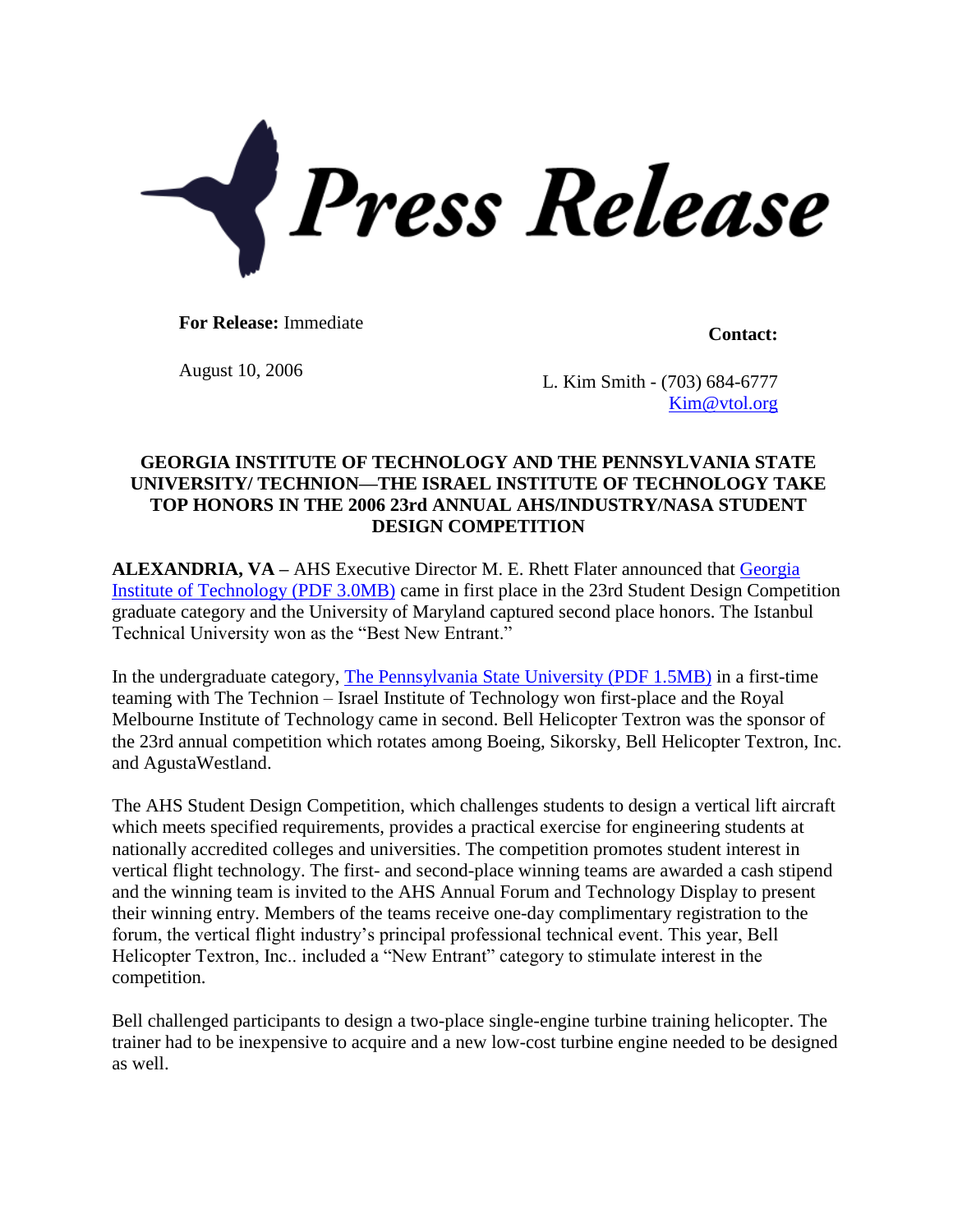# Press Release

**For Release:** Immediate

August 10, 2006

**Contact:**

L. Kim Smith - (703) 684-6777
Kim@vtol.org

**GEORGIA INSTITUTE OF TECHNOLOGY AND THE PENNSYLVANIA STATE UNIVERSITY/ TECHNION—THE ISRAEL INSTITUTE OF TECHNOLOGY TAKE TOP HONORS IN THE 2006 23rd ANNUAL AHS/INDUSTRY/NASA STUDENT DESIGN COMPETITION**

**ALEXANDRIA, VA –** AHS Executive Director M. E. Rhett Flater announced that Georgia Institute of Technology (PDF 3.0MB) came in first place in the 23rd Student Design Competition graduate category and the University of Maryland captured second place honors. The Istanbul Technical University won as the "Best New Entrant."

In the undergraduate category, The Pennsylvania State University (PDF 1.5MB) in a first-time teaming with The Technion – Israel Institute of Technology won first-place and the Royal Melbourne Institute of Technology came in second. Bell Helicopter Textron was the sponsor of the 23rd annual competition which rotates among Boeing, Sikorsky, Bell Helicopter Textron, Inc. and AgustaWestland.

The AHS Student Design Competition, which challenges students to design a vertical lift aircraft which meets specified requirements, provides a practical exercise for engineering students at nationally accredited colleges and universities. The competition promotes student interest in vertical flight technology. The first- and second-place winning teams are awarded a cash stipend and the winning team is invited to the AHS Annual Forum and Technology Display to present their winning entry. Members of the teams receive one-day complimentary registration to the forum, the vertical flight industry's principal professional technical event. This year, Bell Helicopter Textron, Inc.. included a "New Entrant" category to stimulate interest in the competition.

Bell challenged participants to design a two-place single-engine turbine training helicopter. The trainer had to be inexpensive to acquire and a new low-cost turbine engine needed to be designed as well.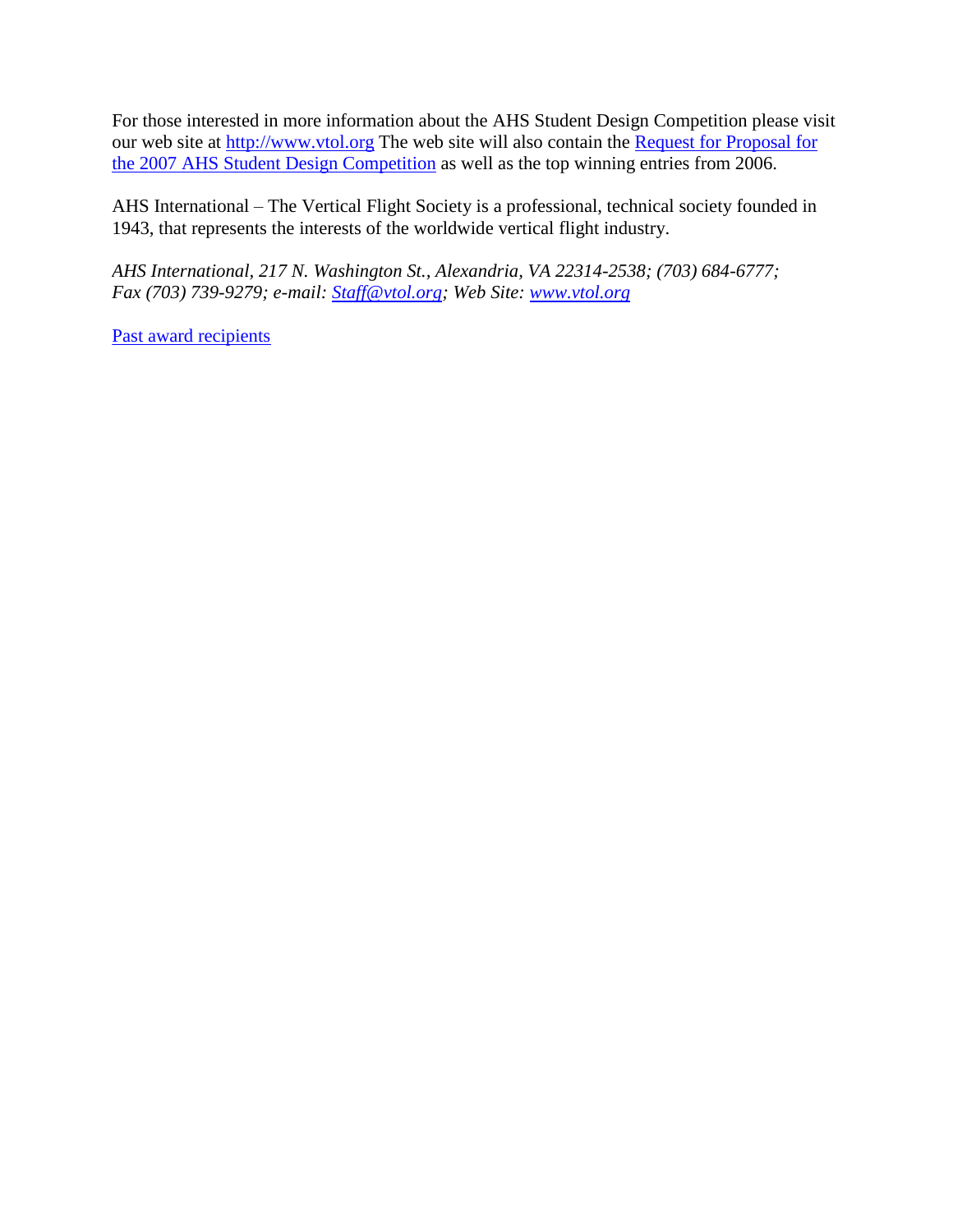For those interested in more information about the AHS Student Design Competition please visit our web site at http://www.vtol.org The web site will also contain the Request for Proposal for the 2007 AHS Student Design Competition as well as the top winning entries from 2006.

AHS International – The Vertical Flight Society is a professional, technical society founded in 1943, that represents the interests of the worldwide vertical flight industry.

*AHS International, 217 N. Washington St., Alexandria, VA 22314-2538; (703) 684-6777; Fax (703) 739-9279; e-mail: Staff@vtol.org; Web Site: www.vtol.org*

Past award recipients